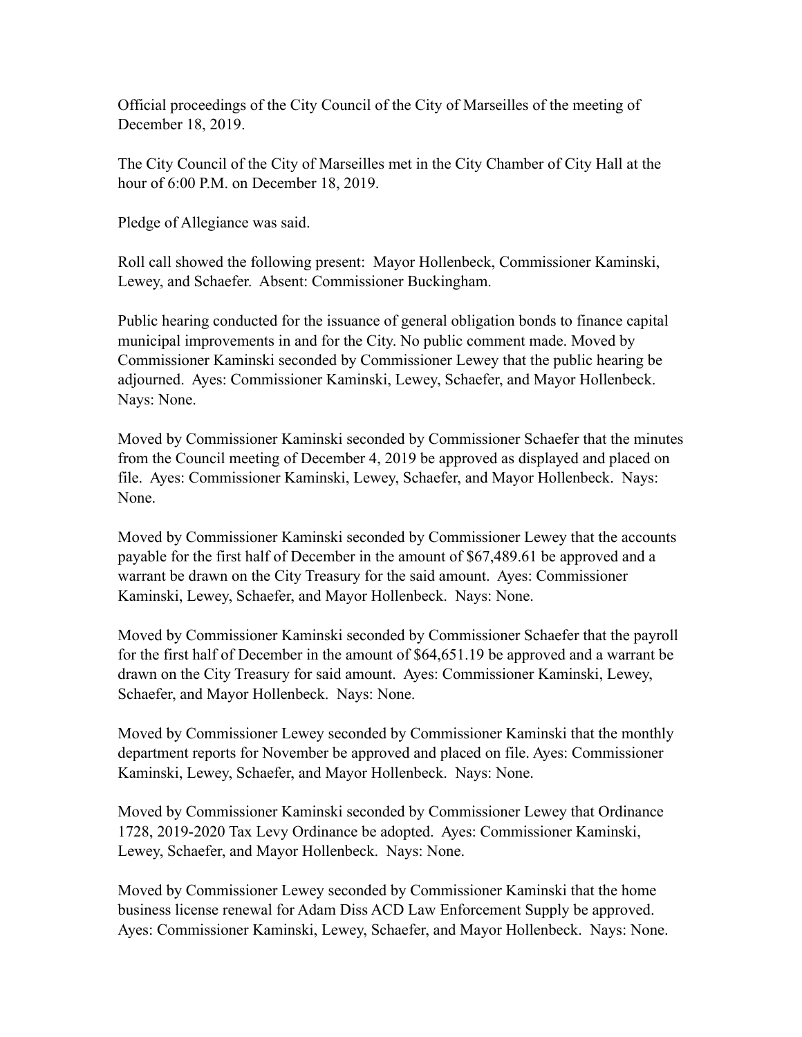Official proceedings of the City Council of the City of Marseilles of the meeting of December 18, 2019.

The City Council of the City of Marseilles met in the City Chamber of City Hall at the hour of 6:00 P.M. on December 18, 2019.

Pledge of Allegiance was said.

Roll call showed the following present: Mayor Hollenbeck, Commissioner Kaminski, Lewey, and Schaefer. Absent: Commissioner Buckingham.

Public hearing conducted for the issuance of general obligation bonds to finance capital municipal improvements in and for the City. No public comment made. Moved by Commissioner Kaminski seconded by Commissioner Lewey that the public hearing be adjourned. Ayes: Commissioner Kaminski, Lewey, Schaefer, and Mayor Hollenbeck. Nays: None.

Moved by Commissioner Kaminski seconded by Commissioner Schaefer that the minutes from the Council meeting of December 4, 2019 be approved as displayed and placed on file. Ayes: Commissioner Kaminski, Lewey, Schaefer, and Mayor Hollenbeck. Nays: None.

Moved by Commissioner Kaminski seconded by Commissioner Lewey that the accounts payable for the first half of December in the amount of $67,489.61 be approved and a warrant be drawn on the City Treasury for the said amount. Ayes: Commissioner Kaminski, Lewey, Schaefer, and Mayor Hollenbeck. Nays: None.

Moved by Commissioner Kaminski seconded by Commissioner Schaefer that the payroll for the first half of December in the amount of $64,651.19 be approved and a warrant be drawn on the City Treasury for said amount. Ayes: Commissioner Kaminski, Lewey, Schaefer, and Mayor Hollenbeck. Nays: None.

Moved by Commissioner Lewey seconded by Commissioner Kaminski that the monthly department reports for November be approved and placed on file. Ayes: Commissioner Kaminski, Lewey, Schaefer, and Mayor Hollenbeck. Nays: None.

Moved by Commissioner Kaminski seconded by Commissioner Lewey that Ordinance 1728, 2019-2020 Tax Levy Ordinance be adopted. Ayes: Commissioner Kaminski, Lewey, Schaefer, and Mayor Hollenbeck. Nays: None.

Moved by Commissioner Lewey seconded by Commissioner Kaminski that the home business license renewal for Adam Diss ACD Law Enforcement Supply be approved. Ayes: Commissioner Kaminski, Lewey, Schaefer, and Mayor Hollenbeck. Nays: None.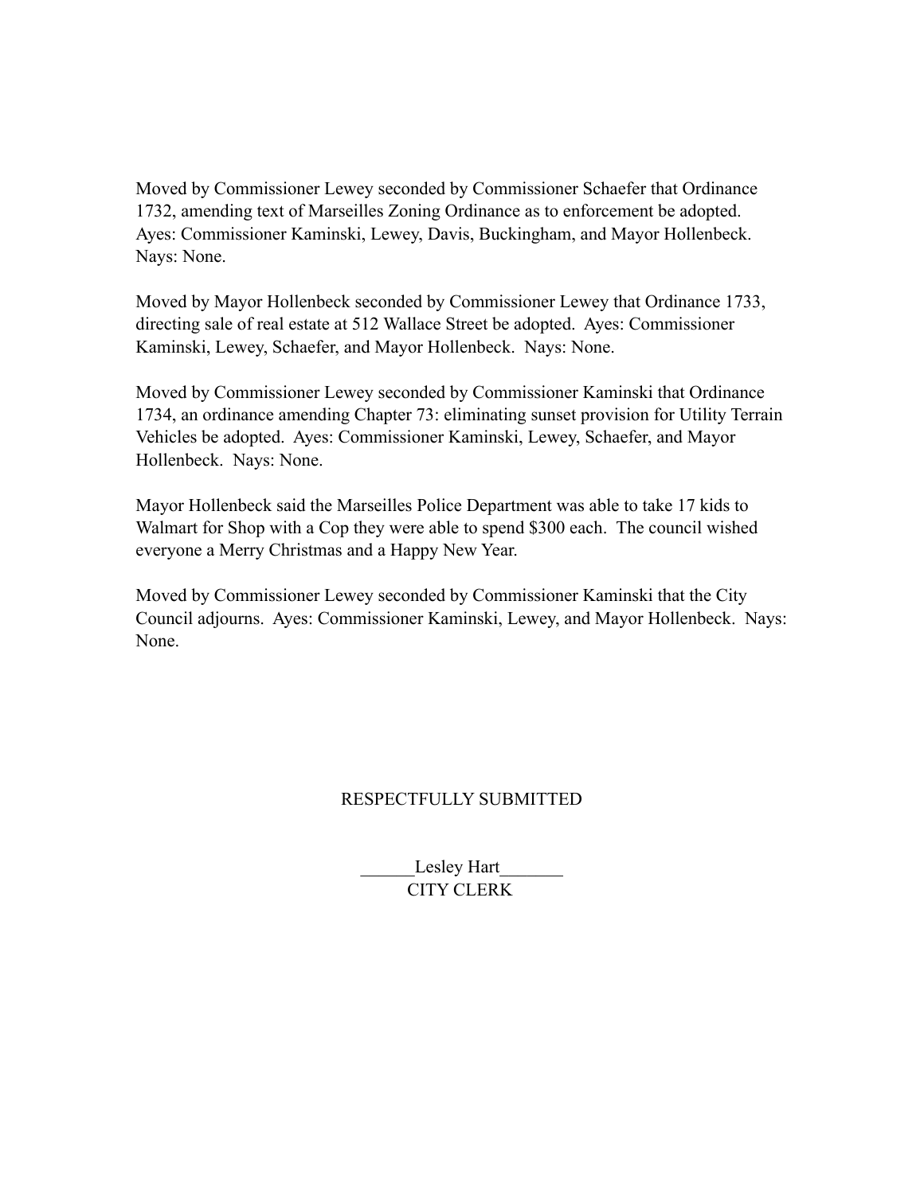Moved by Commissioner Lewey seconded by Commissioner Schaefer that Ordinance 1732, amending text of Marseilles Zoning Ordinance as to enforcement be adopted. Ayes: Commissioner Kaminski, Lewey, Davis, Buckingham, and Mayor Hollenbeck. Nays: None.

Moved by Mayor Hollenbeck seconded by Commissioner Lewey that Ordinance 1733, directing sale of real estate at 512 Wallace Street be adopted. Ayes: Commissioner Kaminski, Lewey, Schaefer, and Mayor Hollenbeck. Nays: None.

Moved by Commissioner Lewey seconded by Commissioner Kaminski that Ordinance 1734, an ordinance amending Chapter 73: eliminating sunset provision for Utility Terrain Vehicles be adopted. Ayes: Commissioner Kaminski, Lewey, Schaefer, and Mayor Hollenbeck. Nays: None.

Mayor Hollenbeck said the Marseilles Police Department was able to take 17 kids to Walmart for Shop with a Cop they were able to spend $300 each. The council wished everyone a Merry Christmas and a Happy New Year.

Moved by Commissioner Lewey seconded by Commissioner Kaminski that the City Council adjourns. Ayes: Commissioner Kaminski, Lewey, and Mayor Hollenbeck. Nays: None.

RESPECTFULLY SUBMITTED

______Lesley Hart_______
CITY CLERK